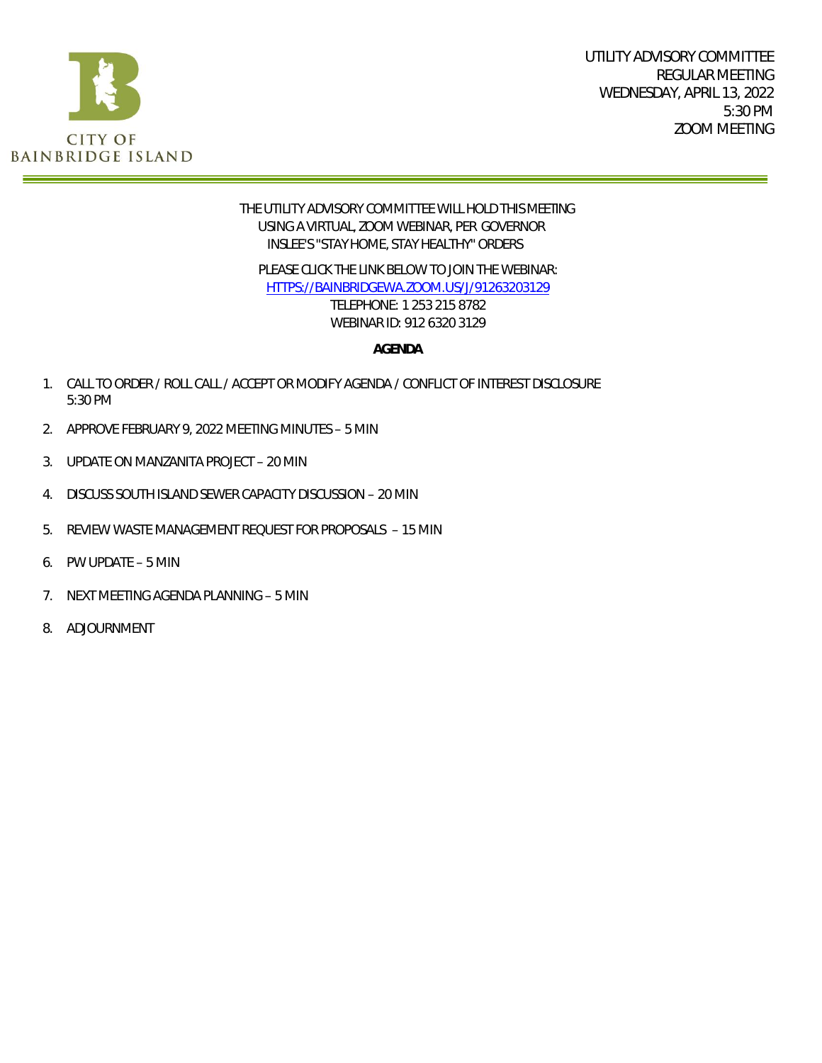CITY OF BAINBRIDGE ISLAND

UTILITY ADVISORY COMMITTEE
REGULAR MEETING
WEDNESDAY, APRIL 13, 2022
5:30 PM
ZOOM MEETING

THE UTILITY ADVISORY COMMITTEE WILL HOLD THIS MEETING USING A VIRTUAL, ZOOM WEBINAR, PER GOVERNOR INSLEE'S "STAY HOME, STAY HEALTHY" ORDERS

PLEASE CLICK THE LINK BELOW TO JOIN THE WEBINAR:
[HTTPS://BAINBRIDGEWA.ZOOM.US/J/91263203129](https://bainbridgewa.zoom.us/j/91263203129)
TELEPHONE: 1 253 215 8782
WEBINAR ID: 912 6320 3129

**AGENDA**

1. CALL TO ORDER / ROLL CALL / ACCEPT OR MODIFY AGENDA / CONFLICT OF INTEREST DISCLOSURE 5:30 PM
2. APPROVE FEBRUARY 9, 2022 MEETING MINUTES – 5 MIN
3. UPDATE ON MANZANITA PROJECT – 20 MIN
4. DISCUSS SOUTH ISLAND SEWER CAPACITY DISCUSSION – 20 MIN
5. REVIEW WASTE MANAGEMENT REQUEST FOR PROPOSALS – 15 MIN
6. PW UPDATE – 5 MIN
7. NEXT MEETING AGENDA PLANNING – 5 MIN
8. ADJOURNMENT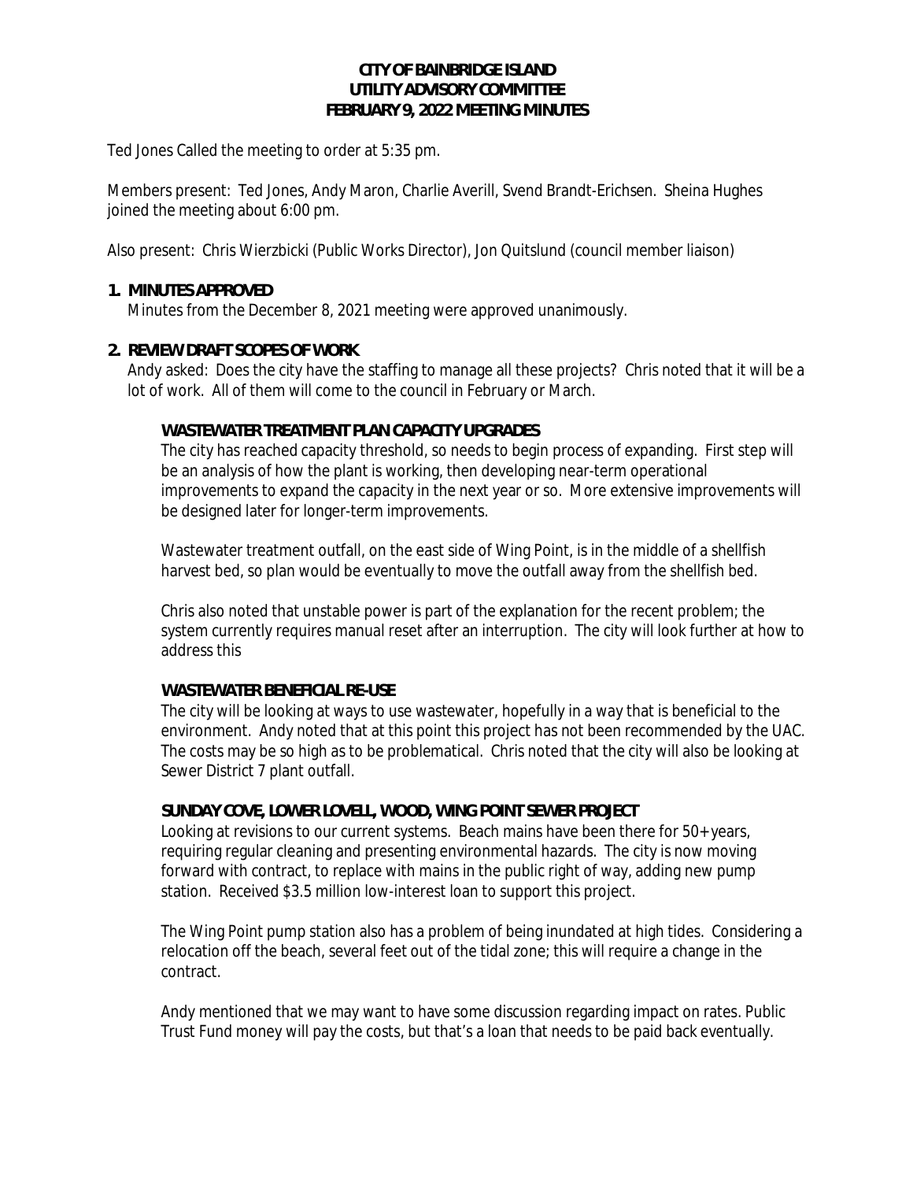**CITY OF BAINBRIDGE ISLAND**
**UTILITY ADVISORY COMMITTEE**
**FEBRUARY 9, 2022 MEETING MINUTES**

Ted Jones Called the meeting to order at 5:35 pm.

Members present: Ted Jones, Andy Maron, Charlie Averill, Svend Brandt-Erichsen. Sheina Hughes joined the meeting about 6:00 pm.

Also present: Chris Wierzbicki (Public Works Director), Jon Quitslund (council member liaison)

**1. MINUTES APPROVED**

Minutes from the December 8, 2021 meeting were approved unanimously.

**2. REVIEW DRAFT SCOPES OF WORK**

Andy asked: Does the city have the staffing to manage all these projects? Chris noted that it will be a lot of work. All of them will come to the council in February or March.

**WASTEWATER TREATMENT PLAN CAPACITY UPGRADES**

The city has reached capacity threshold, so needs to begin process of expanding. First step will be an analysis of how the plant is working, then developing near-term operational improvements to expand the capacity in the next year or so. More extensive improvements will be designed later for longer-term improvements.

Wastewater treatment outfall, on the east side of Wing Point, is in the middle of a shellfish harvest bed, so plan would be eventually to move the outfall away from the shellfish bed.

Chris also noted that unstable power is part of the explanation for the recent problem; the system currently requires manual reset after an interruption. The city will look further at how to address this

**WASTEWATER BENEFICIAL RE-USE**

The city will be looking at ways to use wastewater, hopefully in a way that is beneficial to the environment. Andy noted that at this point this project has not been recommended by the UAC. The costs may be so high as to be problematical. Chris noted that the city will also be looking at Sewer District 7 plant outfall.

**SUNDAY COVE, LOWER LOVELL, WOOD, WING POINT SEWER PROJECT**

Looking at revisions to our current systems. Beach mains have been there for 50+ years, requiring regular cleaning and presenting environmental hazards. The city is now moving forward with contract, to replace with mains in the public right of way, adding new pump station. Received $3.5 million low-interest loan to support this project.

The Wing Point pump station also has a problem of being inundated at high tides. Considering a relocation off the beach, several feet out of the tidal zone; this will require a change in the contract.

Andy mentioned that we may want to have some discussion regarding impact on rates. Public Trust Fund money will pay the costs, but that's a loan that needs to be paid back eventually.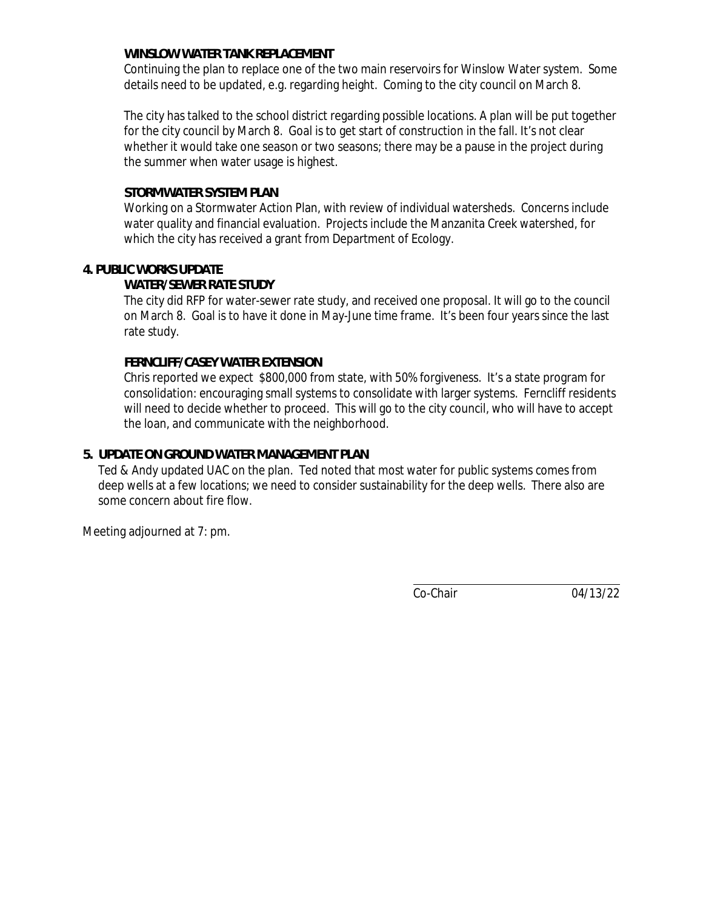**WINSLOW WATER TANK REPLACEMENT**

Continuing the plan to replace one of the two main reservoirs for Winslow Water system. Some details need to be updated, e.g. regarding height. Coming to the city council on March 8.

The city has talked to the school district regarding possible locations. A plan will be put together for the city council by March 8. Goal is to get start of construction in the fall. It's not clear whether it would take one season or two seasons; there may be a pause in the project during the summer when water usage is highest.

**STORMWATER SYSTEM PLAN**

Working on a Stormwater Action Plan, with review of individual watersheds. Concerns include water quality and financial evaluation. Projects include the Manzanita Creek watershed, for which the city has received a grant from Department of Ecology.

**4. PUBLIC WORKS UPDATE**

**WATER/SEWER RATE STUDY**

The city did RFP for water-sewer rate study, and received one proposal. It will go to the council on March 8. Goal is to have it done in May-June time frame. It's been four years since the last rate study.

**FERNCLIFF/CASEY WATER EXTENSION**

Chris reported we expect $800,000 from state, with 50% forgiveness. It's a state program for consolidation: encouraging small systems to consolidate with larger systems. Ferncliff residents will need to decide whether to proceed. This will go to the city council, who will have to accept the loan, and communicate with the neighborhood.

**5. UPDATE ON GROUND WATER MANAGEMENT PLAN**

Ted & Andy updated UAC on the plan. Ted noted that most water for public systems comes from deep wells at a few locations; we need to consider sustainability for the deep wells. There also are some concern about fire flow.

Meeting adjourned at 7: pm.

Co-Chair 04/13/22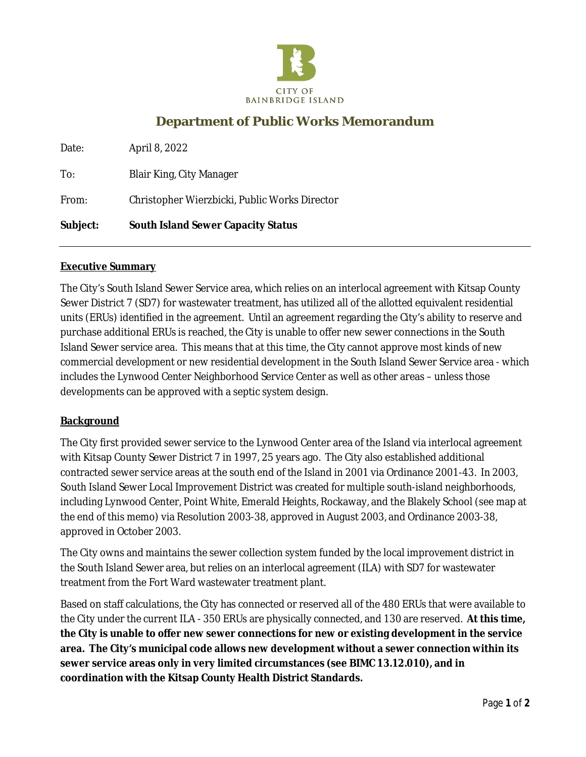CITY OF BAINBRIDGE ISLAND

# Department of Public Works Memorandum

Date: April 8, 2022

To: Blair King, City Manager

From: Christopher Wierzbicki, Public Works Director

**Subject: South Island Sewer Capacity Status**

---

## Executive Summary

The City's South Island Sewer Service area, which relies on an interlocal agreement with Kitsap County Sewer District 7 (SD7) for wastewater treatment, has utilized all of the allotted equivalent residential units (ERUs) identified in the agreement. Until an agreement regarding the City's ability to reserve and purchase additional ERUs is reached, the City is unable to offer new sewer connections in the South Island Sewer service area. This means that at this time, the City cannot approve most kinds of new commercial development or new residential development in the South Island Sewer Service area - which includes the Lynwood Center Neighborhood Service Center as well as other areas – unless those developments can be approved with a septic system design.

## Background

The City first provided sewer service to the Lynwood Center area of the Island via interlocal agreement with Kitsap County Sewer District 7 in 1997, 25 years ago. The City also established additional contracted sewer service areas at the south end of the Island in 2001 via Ordinance 2001-43. In 2003, South Island Sewer Local Improvement District was created for multiple south-island neighborhoods, including Lynwood Center, Point White, Emerald Heights, Rockaway, and the Blakely School (see map at the end of this memo) via Resolution 2003-38, approved in August 2003, and Ordinance 2003-38, approved in October 2003.

The City owns and maintains the sewer collection system funded by the local improvement district in the South Island Sewer area, but relies on an interlocal agreement (ILA) with SD7 for wastewater treatment from the Fort Ward wastewater treatment plant.

Based on staff calculations, the City has connected or reserved all of the 480 ERUs that were available to the City under the current ILA - 350 ERUs are physically connected, and 130 are reserved. **At this time, the City is unable to offer new sewer connections for new or existing development in the service area. The City's municipal code allows new development without a sewer connection within its sewer service areas only in very limited circumstances (see BIMC 13.12.010), and in coordination with the Kitsap County Health District Standards.**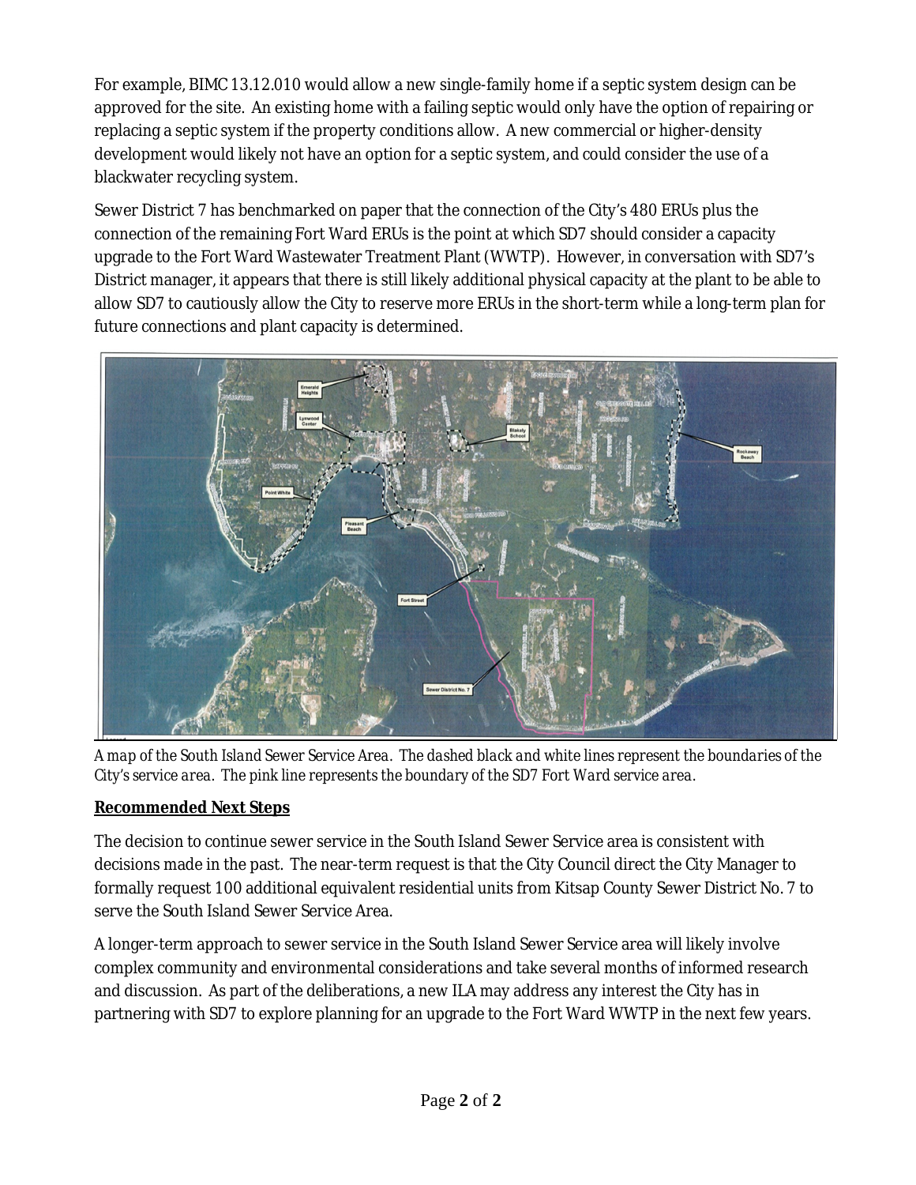For example, BIMC 13.12.010 would allow a new single-family home if a septic system design can be approved for the site. An existing home with a failing septic would only have the option of repairing or replacing a septic system if the property conditions allow. A new commercial or higher-density development would likely not have an option for a septic system, and could consider the use of a blackwater recycling system.

Sewer District 7 has benchmarked on paper that the connection of the City's 480 ERUs plus the connection of the remaining Fort Ward ERUs is the point at which SD7 should consider a capacity upgrade to the Fort Ward Wastewater Treatment Plant (WWTP). However, in conversation with SD7's District manager, it appears that there is still likely additional physical capacity at the plant to be able to allow SD7 to cautiously allow the City to reserve more ERUs in the short-term while a long-term plan for future connections and plant capacity is determined.

*A map of the South Island Sewer Service Area. The dashed black and white lines represent the boundaries of the City's service area. The pink line represents the boundary of the SD7 Fort Ward service area.*

## Recommended Next Steps

The decision to continue sewer service in the South Island Sewer Service area is consistent with decisions made in the past. The near-term request is that the City Council direct the City Manager to formally request 100 additional equivalent residential units from Kitsap County Sewer District No. 7 to serve the South Island Sewer Service Area.

A longer-term approach to sewer service in the South Island Sewer Service area will likely involve complex community and environmental considerations and take several months of informed research and discussion. As part of the deliberations, a new ILA may address any interest the City has in partnering with SD7 to explore planning for an upgrade to the Fort Ward WWTP in the next few years.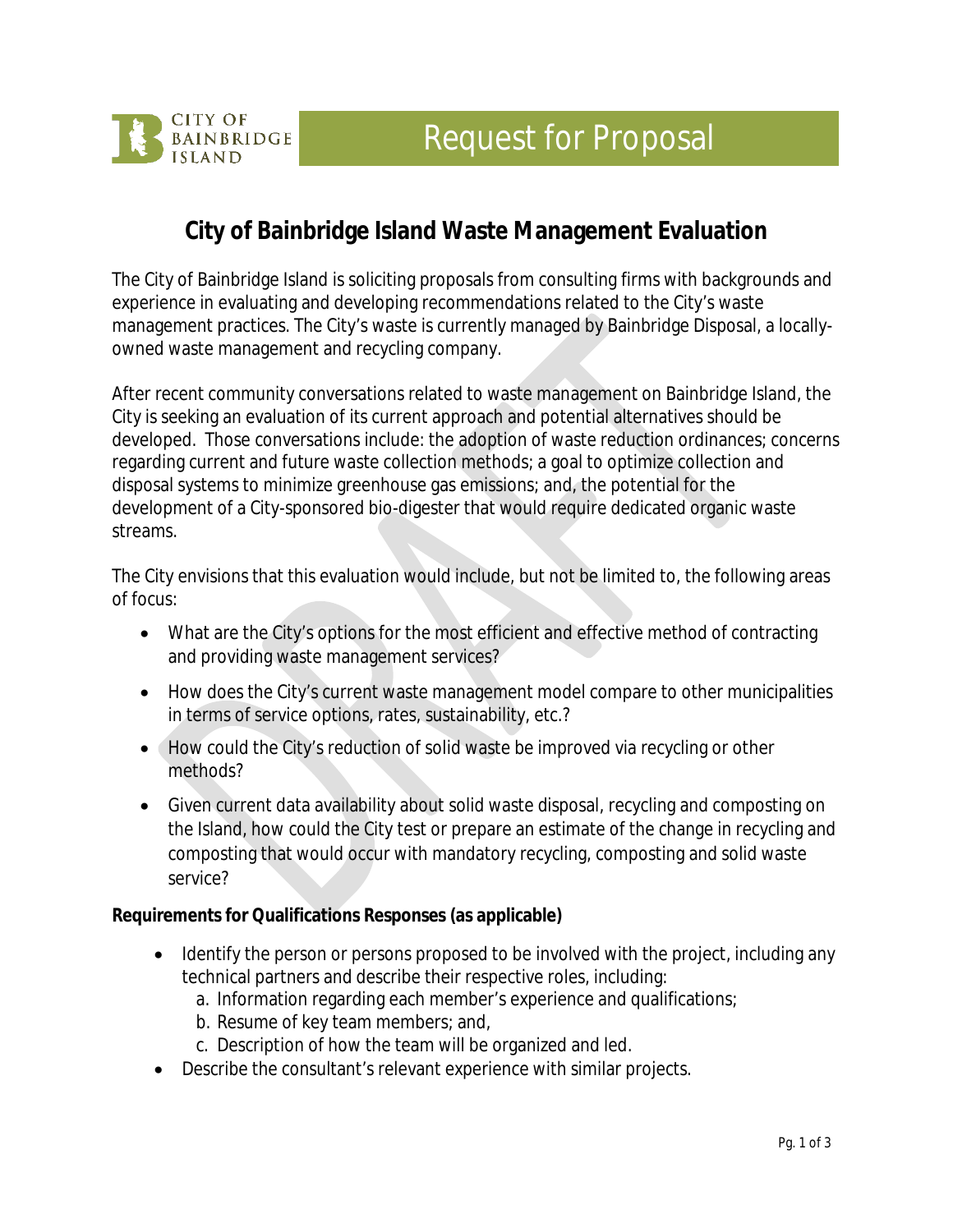# Request for Proposal

## City of Bainbridge Island Waste Management Evaluation

The City of Bainbridge Island is soliciting proposals from consulting firms with backgrounds and experience in evaluating and developing recommendations related to the City's waste management practices. The City's waste is currently managed by Bainbridge Disposal, a locally-owned waste management and recycling company.

After recent community conversations related to waste management on Bainbridge Island, the City is seeking an evaluation of its current approach and potential alternatives should be developed. Those conversations include: the adoption of waste reduction ordinances; concerns regarding current and future waste collection methods; a goal to optimize collection and disposal systems to minimize greenhouse gas emissions; and, the potential for the development of a City-sponsored bio-digester that would require dedicated organic waste streams.

The City envisions that this evaluation would include, but not be limited to, the following areas of focus:

- What are the City's options for the most efficient and effective method of contracting and providing waste management services?
- How does the City's current waste management model compare to other municipalities in terms of service options, rates, sustainability, etc.?
- How could the City's reduction of solid waste be improved via recycling or other methods?
- Given current data availability about solid waste disposal, recycling and composting on the Island, how could the City test or prepare an estimate of the change in recycling and composting that would occur with mandatory recycling, composting and solid waste service?

**Requirements for Qualifications Responses (as applicable)**

- Identify the person or persons proposed to be involved with the project, including any technical partners and describe their respective roles, including:
  a. Information regarding each member's experience and qualifications;
  b. Resume of key team members; and,
  c. Description of how the team will be organized and led.
- Describe the consultant's relevant experience with similar projects.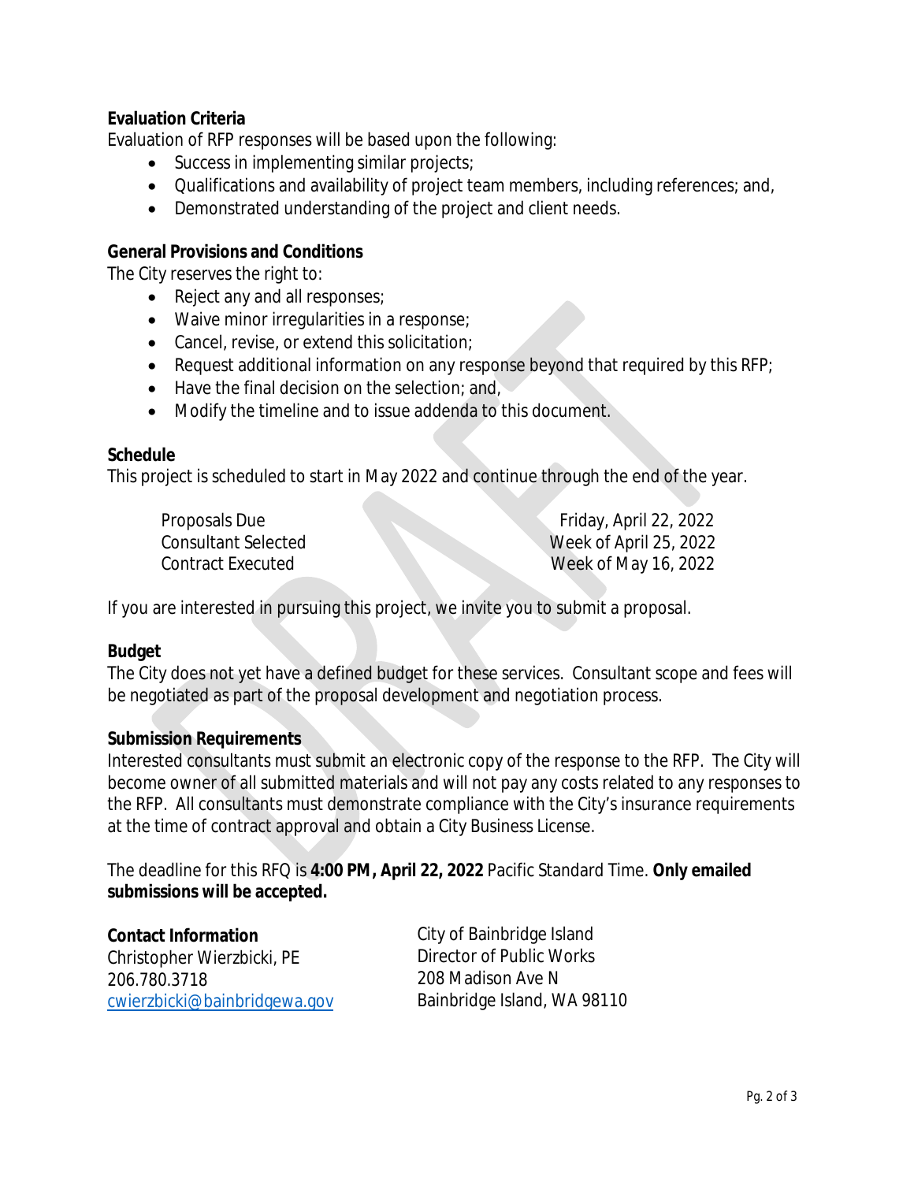**Evaluation Criteria**

Evaluation of RFP responses will be based upon the following:

- Success in implementing similar projects;
- Qualifications and availability of project team members, including references; and,
- Demonstrated understanding of the project and client needs.

**General Provisions and Conditions**

The City reserves the right to:

- Reject any and all responses;
- Waive minor irregularities in a response;
- Cancel, revise, or extend this solicitation;
- Request additional information on any response beyond that required by this RFP;
- Have the final decision on the selection; and,
- Modify the timeline and to issue addenda to this document.

**Schedule**

This project is scheduled to start in May 2022 and continue through the end of the year.

| | |
|---|---|
| Proposals Due | Friday, April 22, 2022 |
| Consultant Selected | Week of April 25, 2022 |
| Contract Executed | Week of May 16, 2022 |

If you are interested in pursuing this project, we invite you to submit a proposal.

**Budget**

The City does not yet have a defined budget for these services. Consultant scope and fees will be negotiated as part of the proposal development and negotiation process.

**Submission Requirements**

Interested consultants must submit an electronic copy of the response to the RFP. The City will become owner of all submitted materials and will not pay any costs related to any responses to the RFP. All consultants must demonstrate compliance with the City's insurance requirements at the time of contract approval and obtain a City Business License.

The deadline for this RFQ is **4:00 PM, April 22, 2022** Pacific Standard Time. **Only emailed submissions will be accepted.**

**Contact Information**

Christopher Wierzbicki, PE
206.780.3718
cwierzbicki@bainbridgewa.gov

City of Bainbridge Island
Director of Public Works
208 Madison Ave N
Bainbridge Island, WA 98110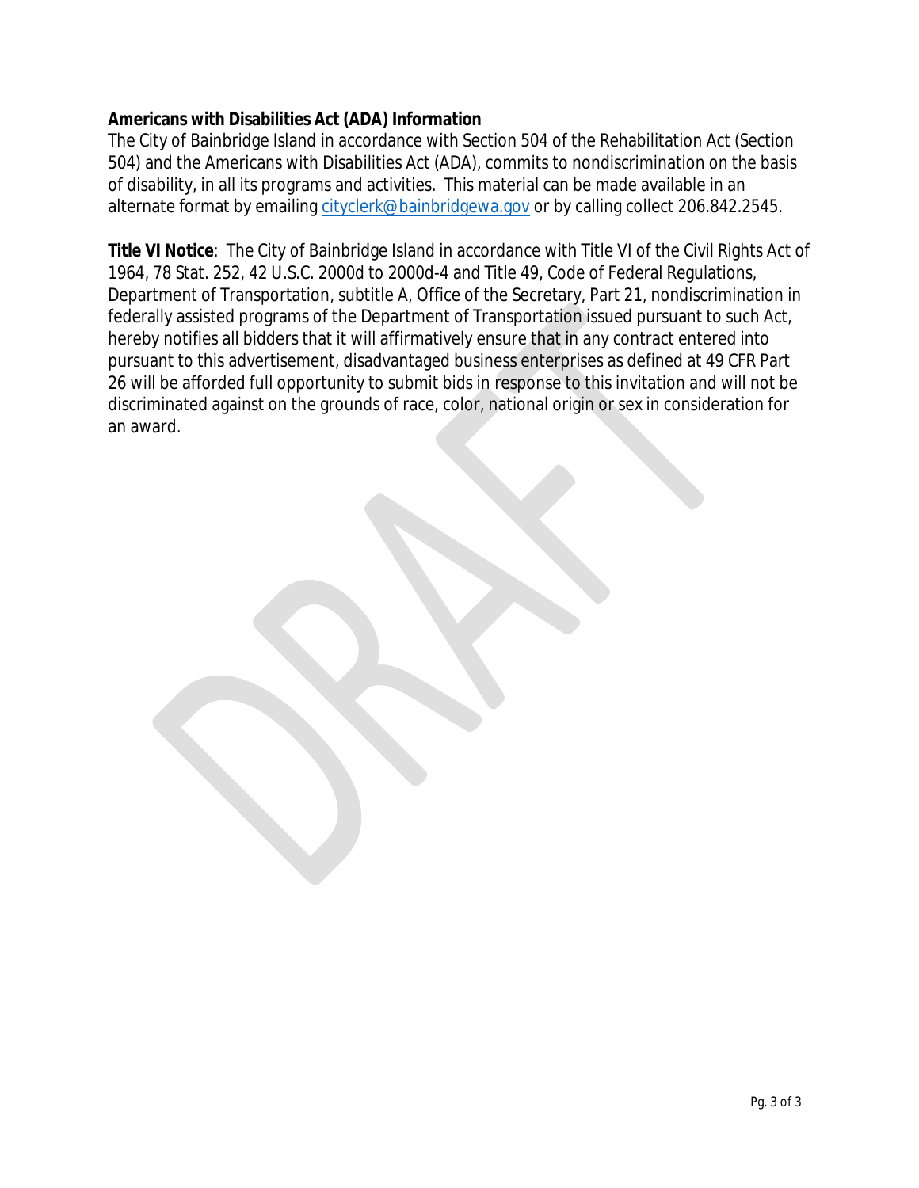**Americans with Disabilities Act (ADA) Information**
The City of Bainbridge Island in accordance with Section 504 of the Rehabilitation Act (Section 504) and the Americans with Disabilities Act (ADA), commits to nondiscrimination on the basis of disability, in all its programs and activities. This material can be made available in an alternate format by emailing cityclerk@bainbridgewa.gov or by calling collect 206.842.2545.

**Title VI Notice**: The City of Bainbridge Island in accordance with Title VI of the Civil Rights Act of 1964, 78 Stat. 252, 42 U.S.C. 2000d to 2000d-4 and Title 49, Code of Federal Regulations, Department of Transportation, subtitle A, Office of the Secretary, Part 21, nondiscrimination in federally assisted programs of the Department of Transportation issued pursuant to such Act, hereby notifies all bidders that it will affirmatively ensure that in any contract entered into pursuant to this advertisement, disadvantaged business enterprises as defined at 49 CFR Part 26 will be afforded full opportunity to submit bids in response to this invitation and will not be discriminated against on the grounds of race, color, national origin or sex in consideration for an award.